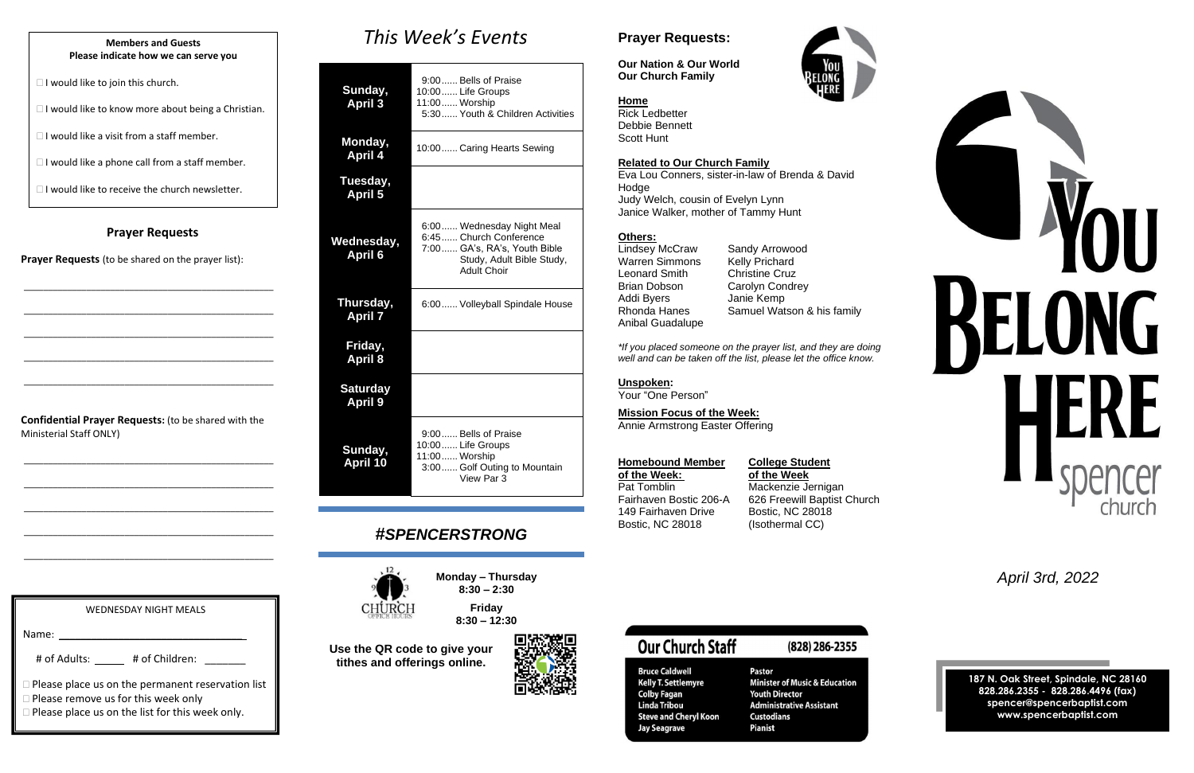**Members and Guests**
**Please indicate how we can serve you**

☐ I would like to join this church.

☐ I would like to know more about being a Christian.

☐ I would like a visit from a staff member.

☐ I would like a phone call from a staff member.

☐ I would like to receive the church newsletter.

## Prayer Requests

**Prayer Requests** (to be shared on the prayer list):

_______________________________________________

_______________________________________________

_______________________________________________

_______________________________________________

_______________________________________________

**Confidential Prayer Requests:** (to be shared with the Ministerial Staff ONLY)

_______________________________________________

_______________________________________________

_______________________________________________

_______________________________________________

_______________________________________________

WEDNESDAY NIGHT MEALS

Name: ___________________________________

# of Adults: _____ # of Children: _______

☐ Please place us on the permanent reservation list
☐ Please remove us for this week only
☐ Please place us on the list for this week only.

# *This Week's Events*

| Day | Events |
|---|---|
| **Sunday, April 3** | 9:00...... Bells of Praise<br>10:00...... Life Groups<br>11:00...... Worship<br>5:30...... Youth & Children Activities |
| **Monday, April 4** | 10:00...... Caring Hearts Sewing |
| **Tuesday, April 5** | |
| **Wednesday, April 6** | 6:00...... Wednesday Night Meal<br>6:45...... Church Conference<br>7:00...... GA's, RA's, Youth Bible Study, Adult Bible Study, Adult Choir |
| **Thursday, April 7** | 6:00...... Volleyball Spindale House |
| **Friday, April 8** | |
| **Saturday April 9** | |
| **Sunday, April 10** | 9:00...... Bells of Praise<br>10:00...... Life Groups<br>11:00...... Worship<br>3:00...... Golf Outing to Mountain View Par 3 |

## *#SPENCERSTRONG*

CHURCH OFFICE HOURS

**Monday – Thursday**
**8:30 – 2:30**

**Friday**
**8:30 – 12:30**

**Use the QR code to give your tithes and offerings online.**

## Prayer Requests:

**Our Nation & Our World**
**Our Church Family**

**Home**
Rick Ledbetter
Debbie Bennett
Scott Hunt

**Related to Our Church Family**
Eva Lou Conners, sister-in-law of Brenda & David Hodge
Judy Welch, cousin of Evelyn Lynn
Janice Walker, mother of Tammy Hunt

**Others:**
Lindsey McCraw
Warren Simmons
Leonard Smith
Brian Dobson
Addi Byers
Rhonda Hanes
Anibal Guadalupe
Sandy Arrowood
Kelly Prichard
Christine Cruz
Carolyn Condrey
Janie Kemp
Samuel Watson & his family

*\*If you placed someone on the prayer list, and they are doing well and can be taken off the list, please let the office know.*

**Unspoken:**
Your "One Person"

**Mission Focus of the Week:**
Annie Armstrong Easter Offering

**Homebound Member of the Week:**
Pat Tomblin
Fairhaven Bostic 206-A
149 Fairhaven Drive
Bostic, NC 28018

**College Student of the Week**
Mackenzie Jernigan
626 Freewill Baptist Church
Bostic, NC 28018
(Isothermal CC)

## Our Church Staff (828) 286-2355

| Name | Role |
|---|---|
| Bruce Caldwell | Pastor |
| Kelly T. Settlemyre | Minister of Music & Education |
| Colby Fagan | Youth Director |
| Linda Tribou | Administrative Assistant |
| Steve and Cheryl Koon | Custodians |
| Jay Seagrave | Pianist |

# YOU BELONG HERE
spencer church

*April 3rd, 2022*

**187 N. Oak Street, Spindale, NC 28160**
**828.286.2355 - 828.286.4496 (fax)**
**spencer@spencerbaptist.com**
**www.spencerbaptist.com**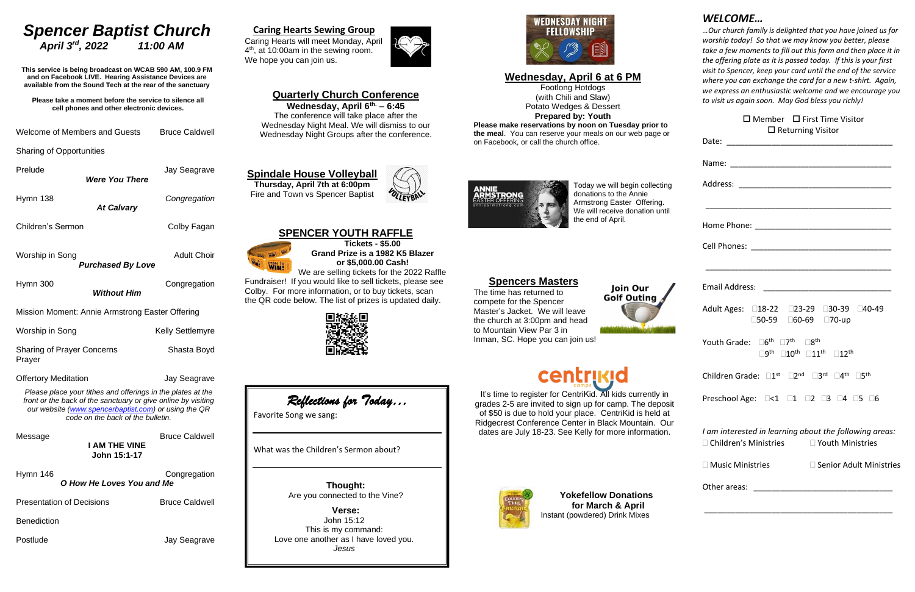# Spencer Baptist Church

***April 3rd, 2022 11:00 AM***

**This service is being broadcast on WCAB 590 AM, 100.9 FM and on Facebook LIVE. Hearing Assistance Devices are available from the Sound Tech at the rear of the sanctuary**

**Please take a moment before the service to silence all cell phones and other electronic devices.**

Welcome of Members and Guests — Bruce Caldwell

Sharing of Opportunities

Prelude — Jay Seagrave
***Were You There***

Hymn 138 — *Congregation*
***At Calvary***

Children's Sermon — Colby Fagan

Worship in Song — Adult Choir
***Purchased By Love***

Hymn 300 — Congregation
***Without Him***

Mission Moment: Annie Armstrong Easter Offering

Worship in Song — Kelly Settlemyre

Sharing of Prayer Concerns — Shasta Boyd
Prayer

Offertory Meditation — Jay Seagrave

*Please place your tithes and offerings in the plates at the front or the back of the sanctuary or give online by visiting our website (www.spencerbaptist.com) or using the QR code on the back of the bulletin.*

Message — Bruce Caldwell
**I AM THE VINE**
**John 15:1-17**

Hymn 146 — Congregation
***O How He Loves You and Me***

Presentation of Decisions — Bruce Caldwell

Benediction

Postlude — Jay Seagrave

## Caring Hearts Sewing Group

Caring Hearts will meet Monday, April 4th, at 10:00am in the sewing room. We hope you can join us.

## Quarterly Church Conference

**Wednesday, April 6th. – 6:45**

The conference will take place after the Wednesday Night Meal. We will dismiss to our Wednesday Night Groups after the conference.

## Spindale House Volleyball

**Thursday, April 7th at 6:00pm**

Fire and Town vs Spencer Baptist

## SPENCER YOUTH RAFFLE

**Tickets - $5.00**
**Grand Prize is a 1982 K5 Blazer or $5,000.00 Cash!**

We are selling tickets for the 2022 Raffle Fundraiser! If you would like to sell tickets, please see Colby. For more information, or to buy tickets, scan the QR code below. The list of prizes is updated daily.

## *Reflections for Today…*

Favorite Song we sang:

What was the Children's Sermon about?

**Thought:**
Are you connected to the Vine?

**Verse:**
John 15:12
This is my command:
Love one another as I have loved you.
*Jesus*

WEDNESDAY NIGHT FELLOWSHIP

## Wednesday, April 6 at 6 PM

Footlong Hotdogs
(with Chili and Slaw)
Potato Wedges & Dessert
**Prepared by: Youth**

**Please make reservations by noon on Tuesday prior to the meal**. You can reserve your meals on our web page or on Facebook, or call the church office.

Today we will begin collecting donations to the Annie Armstrong Easter Offering. We will receive donation until the end of April.

## Spencers Masters

**Join Our Golf Outing**

The time has returned to compete for the Spencer Master's Jacket. We will leave the church at 3:00pm and head to Mountain View Par 3 in Inman, SC. Hope you can join us!

## centrikid

It's time to register for CentriKid. All kids currently in grades 2-5 are invited to sign up for camp. The deposit of $50 is due to hold your place. CentriKid is held at Ridgecrest Conference Center in Black Mountain. Our dates are July 18-23. See Kelly for more information.

**Yokefellow Donations for March & April**

Instant (powdered) Drink Mixes

## *WELCOME…*

*…Our church family is delighted that you have joined us for worship today! So that we may know you better, please take a few moments to fill out this form and then place it in the offering plate as it is passed today. If this is your first visit to Spencer, keep your card until the end of the service where you can exchange the card for a new t-shirt. Again, we express an enthusiastic welcome and we encourage you to visit us again soon. May God bless you richly!*

☐ Member ☐ First Time Visitor
☐ Returning Visitor

Date: ____________________

Name: ____________________

Address: ____________________

____________________

Home Phone: ____________________

Cell Phones: ____________________

____________________

Email Address: ____________________

Adult Ages: ☐18-22 ☐23-29 ☐30-39 ☐40-49 ☐50-59 ☐60-69 ☐70-up

Youth Grade: ☐6th ☐7th ☐8th ☐9th ☐10th ☐11th ☐12th

Children Grade: ☐1st ☐2nd ☐3rd ☐4th ☐5th

Preschool Age: ☐<1 ☐1 ☐2 ☐3 ☐4 ☐5 ☐6

*I am interested in learning about the following areas:*

☐ Children's Ministries ☐ Youth Ministries

☐ Music Ministries ☐ Senior Adult Ministries

Other areas: ____________________

____________________